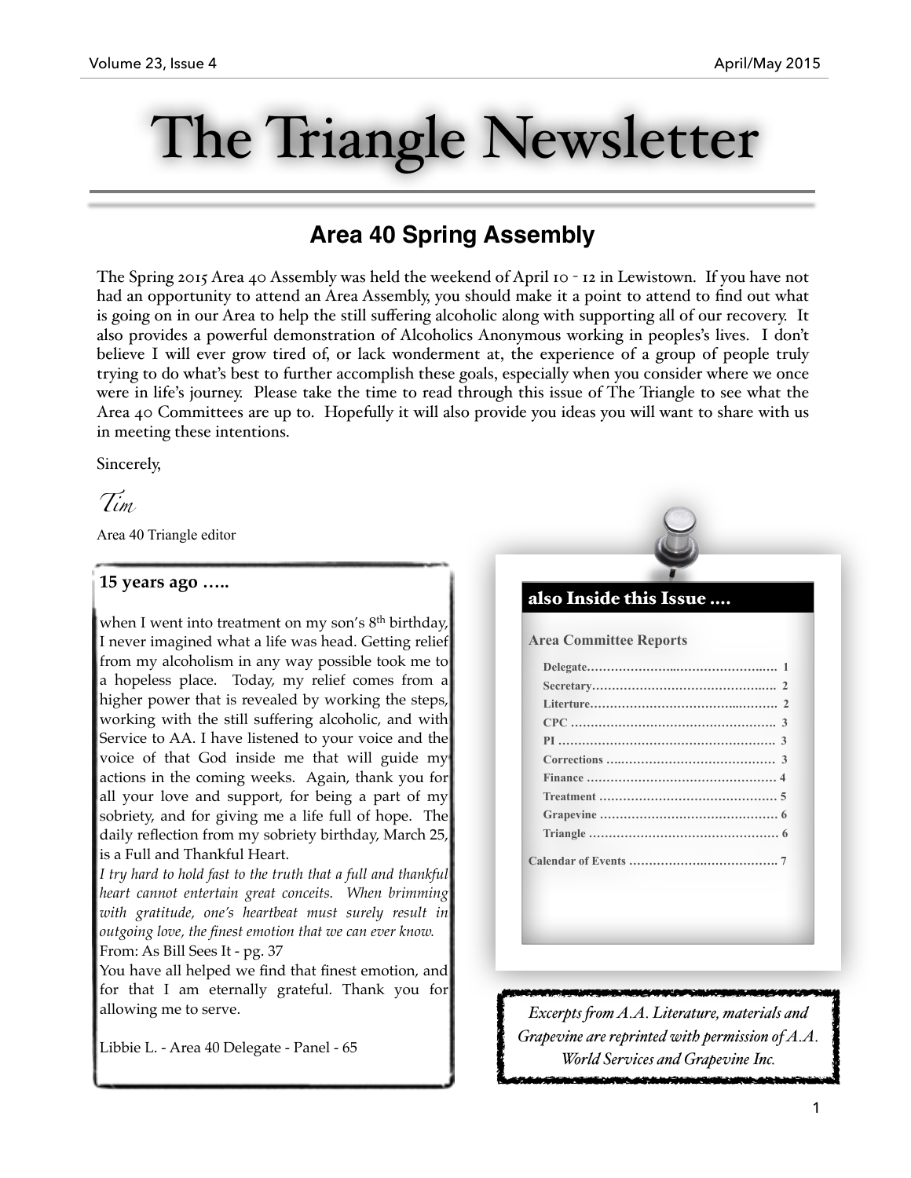# The Triangle Newsletter

## Area 40 Spring Assembly

The Spring 2015 Area 40 Assembly was held the weekend of April 10 - 12 in Lewistown. If you have not had an opportunity to attend an Area Assembly, you should make it a point to attend to find out what is going on in our Area to help the still suffering alcoholic along with supporting all of our recovery. It also provides a powerful demonstration of Alcoholics Anonymous working in peoples's lives. I don't believe I will ever grow tired of, or lack wonderment at, the experience of a group of people truly trying to do what's best to further accomplish these goals, especially when you consider where we once were in life's journey. Please take the time to read through this issue of The Triangle to see what the Area 40 Committees are up to. Hopefully it will also provide you ideas you will want to share with us in meeting these intentions.

Sincerely,

*Tim*

Area 40 Triangle editor

**15 years ago …..**

when I went into treatment on my son's 8th birthday, I never imagined what a life was head. Getting relief from my alcoholism in any way possible took me to a hopeless place. Today, my relief comes from a higher power that is revealed by working the steps, working with the still suffering alcoholic, and with Service to AA. I have listened to your voice and the voice of that God inside me that will guide my actions in the coming weeks. Again, thank you for all your love and support, for being a part of my sobriety, and for giving me a life full of hope. The daily reflection from my sobriety birthday, March 25, is a Full and Thankful Heart.

*I try hard to hold fast to the truth that a full and thankful heart cannot entertain great conceits. When brimming with gratitude, one's heartbeat must surely result in outgoing love, the finest emotion that we can ever know.*

From: As Bill Sees It - pg. 37

You have all helped we find that finest emotion, and for that I am eternally grateful. Thank you for allowing me to serve.

Libbie L. - Area 40 Delegate - Panel - 65

**also Inside this Issue ….**

**Area Committee Reports**

- Delegate …… 1
- Secretary …… 2
- Literture …… 2
- CPC …… 3
- PI …… 3
- Corrections …… 3
- Finance …… 4
- Treatment …… 5
- Grapevine …… 6
- Triangle …… 6

**Calendar of Events** …… 7

*Excerpts from A.A. Literature, materials and Grapevine are reprinted with permission of A.A. World Services and Grapevine Inc.*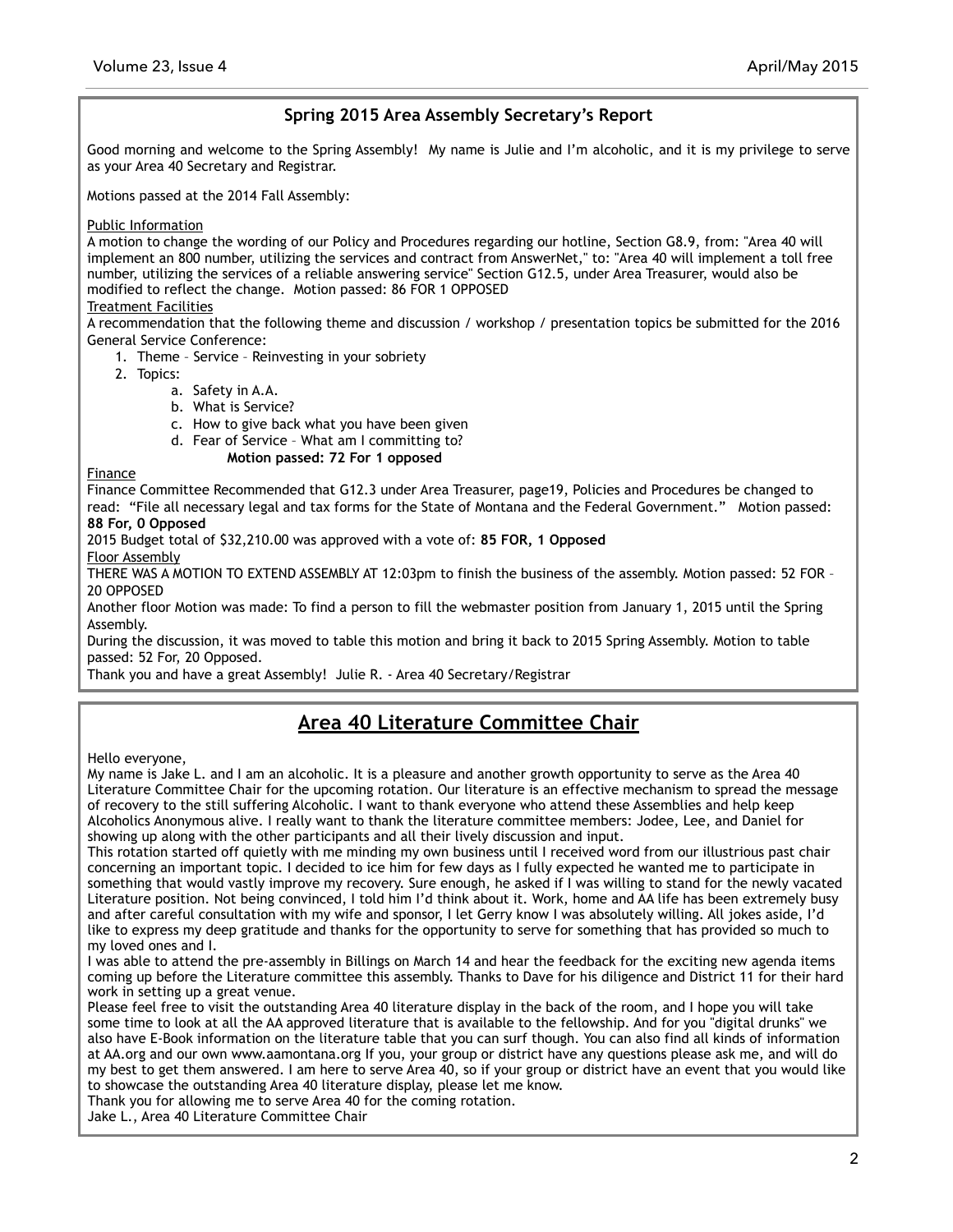## Spring 2015 Area Assembly Secretary's Report

Good morning and welcome to the Spring Assembly! My name is Julie and I'm alcoholic, and it is my privilege to serve as your Area 40 Secretary and Registrar.

Motions passed at the 2014 Fall Assembly:

<u>Public Information</u>
A motion to change the wording of our Policy and Procedures regarding our hotline, Section G8.9, from: "Area 40 will implement an 800 number, utilizing the services and contract from AnswerNet," to: "Area 40 will implement a toll free number, utilizing the services of a reliable answering service" Section G12.5, under Area Treasurer, would also be modified to reflect the change. Motion passed: 86 FOR 1 OPPOSED

<u>Treatment Facilities</u>
A recommendation that the following theme and discussion / workshop / presentation topics be submitted for the 2016 General Service Conference:

1. Theme – Service – Reinvesting in your sobriety
2. Topics:
    a. Safety in A.A.
    b. What is Service?
    c. How to give back what you have been given
    d. Fear of Service – What am I committing to?

**Motion passed: 72 For 1 opposed**

<u>Finance</u>
Finance Committee Recommended that G12.3 under Area Treasurer, page19, Policies and Procedures be changed to read: "File all necessary legal and tax forms for the State of Montana and the Federal Government." Motion passed: **88 For, 0 Opposed**

2015 Budget total of $32,210.00 was approved with a vote of: **85 FOR, 1 Opposed**

<u>Floor Assembly</u>
THERE WAS A MOTION TO EXTEND ASSEMBLY AT 12:03pm to finish the business of the assembly. Motion passed: 52 FOR – 20 OPPOSED

Another floor Motion was made: To find a person to fill the webmaster position from January 1, 2015 until the Spring Assembly.

During the discussion, it was moved to table this motion and bring it back to 2015 Spring Assembly. Motion to table passed: 52 For, 20 Opposed.

Thank you and have a great Assembly! Julie R. - Area 40 Secretary/Registrar

## Area 40 Literature Committee Chair

Hello everyone,

My name is Jake L. and I am an alcoholic. It is a pleasure and another growth opportunity to serve as the Area 40 Literature Committee Chair for the upcoming rotation. Our literature is an effective mechanism to spread the message of recovery to the still suffering Alcoholic. I want to thank everyone who attend these Assemblies and help keep Alcoholics Anonymous alive. I really want to thank the literature committee members: Jodee, Lee, and Daniel for showing up along with the other participants and all their lively discussion and input.

This rotation started off quietly with me minding my own business until I received word from our illustrious past chair concerning an important topic. I decided to ice him for few days as I fully expected he wanted me to participate in something that would vastly improve my recovery. Sure enough, he asked if I was willing to stand for the newly vacated Literature position. Not being convinced, I told him I'd think about it. Work, home and AA life has been extremely busy and after careful consultation with my wife and sponsor, I let Gerry know I was absolutely willing. All jokes aside, I'd like to express my deep gratitude and thanks for the opportunity to serve for something that has provided so much to my loved ones and I.

I was able to attend the pre-assembly in Billings on March 14 and hear the feedback for the exciting new agenda items coming up before the Literature committee this assembly. Thanks to Dave for his diligence and District 11 for their hard work in setting up a great venue.

Please feel free to visit the outstanding Area 40 literature display in the back of the room, and I hope you will take some time to look at all the AA approved literature that is available to the fellowship. And for you "digital drunks" we also have E-Book information on the literature table that you can surf though. You can also find all kinds of information at AA.org and our own www.aamontana.org If you, your group or district have any questions please ask me, and will do my best to get them answered. I am here to serve Area 40, so if your group or district have an event that you would like to showcase the outstanding Area 40 literature display, please let me know.

Thank you for allowing me to serve Area 40 for the coming rotation.

Jake L., Area 40 Literature Committee Chair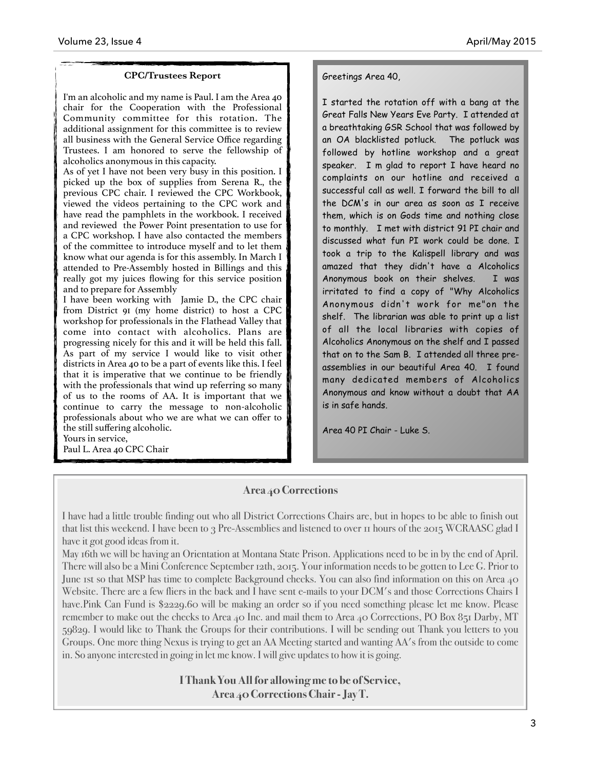## CPC/Trustees Report

I'm an alcoholic and my name is Paul. I am the Area 40 chair for the Cooperation with the Professional Community committee for this rotation. The additional assignment for this committee is to review all business with the General Service Office regarding Trustees. I am honored to serve the fellowship of alcoholics anonymous in this capacity.

As of yet I have not been very busy in this position. I picked up the box of supplies from Serena R., the previous CPC chair. I reviewed the CPC Workbook, viewed the videos pertaining to the CPC work and have read the pamphlets in the workbook. I received and reviewed the Power Point presentation to use for a CPC workshop. I have also contacted the members of the committee to introduce myself and to let them know what our agenda is for this assembly. In March I attended to Pre-Assembly hosted in Billings and this really got my juices flowing for this service position and to prepare for Assembly

I have been working with Jamie D., the CPC chair from District 91 (my home district) to host a CPC workshop for professionals in the Flathead Valley that come into contact with alcoholics. Plans are progressing nicely for this and it will be held this fall. As part of my service I would like to visit other districts in Area 40 to be a part of events like this. I feel that it is imperative that we continue to be friendly with the professionals that wind up referring so many of us to the rooms of AA. It is important that we continue to carry the message to non-alcoholic professionals about who we are what we can offer to the still suffering alcoholic.

Yours in service,
Paul L. Area 40 CPC Chair

Greetings Area 40,

I started the rotation off with a bang at the Great Falls New Years Eve Party. I attended at a breathtaking GSR School that was followed by an OA blacklisted potluck. The potluck was followed by hotline workshop and a great speaker. I m glad to report I have heard no complaints on our hotline and received a successful call as well. I forward the bill to all the DCM's in our area as soon as I receive them, which is on Gods time and nothing close to monthly. I met with district 91 PI chair and discussed what fun PI work could be done. I took a trip to the Kalispell library and was amazed that they didn't have a Alcoholics Anonymous book on their shelves. I was irritated to find a copy of "Why Alcoholics Anonymous didn't work for me"on the shelf. The librarian was able to print up a list of all the local libraries with copies of Alcoholics Anonymous on the shelf and I passed that on to the Sam B. I attended all three pre-assemblies in our beautiful Area 40. I found many dedicated members of Alcoholics Anonymous and know without a doubt that AA is in safe hands.

Area 40 PI Chair - Luke S.

## Area 40 Corrections

I have had a little trouble finding out who all District Corrections Chairs are, but in hopes to be able to finish out that list this weekend. I have been to 3 Pre-Assemblies and listened to over 11 hours of the 2015 WCRAASC glad I have it got good ideas from it.

May 16th we will be having an Orientation at Montana State Prison. Applications need to be in by the end of April. There will also be a Mini Conference September 12th, 2015. Your information needs to be gotten to Lee G. Prior to June 1st so that MSP has time to complete Background checks. You can also find information on this on Area 40 Website. There are a few fliers in the back and I have sent e-mails to your DCM's and those Corrections Chairs I have.Pink Can Fund is $2229.60 will be making an order so if you need something please let me know. Please remember to make out the checks to Area 40 Inc. and mail them to Area 40 Corrections, PO Box 851 Darby, MT 59829. I would like to Thank the Groups for their contributions. I will be sending out Thank you letters to you Groups. One more thing Nexus is trying to get an AA Meeting started and wanting AA's from the outside to come in. So anyone interested in going in let me know. I will give updates to how it is going.

**I Thank You All for allowing me to be of Service,**
**Area 40 Corrections Chair - Jay T.**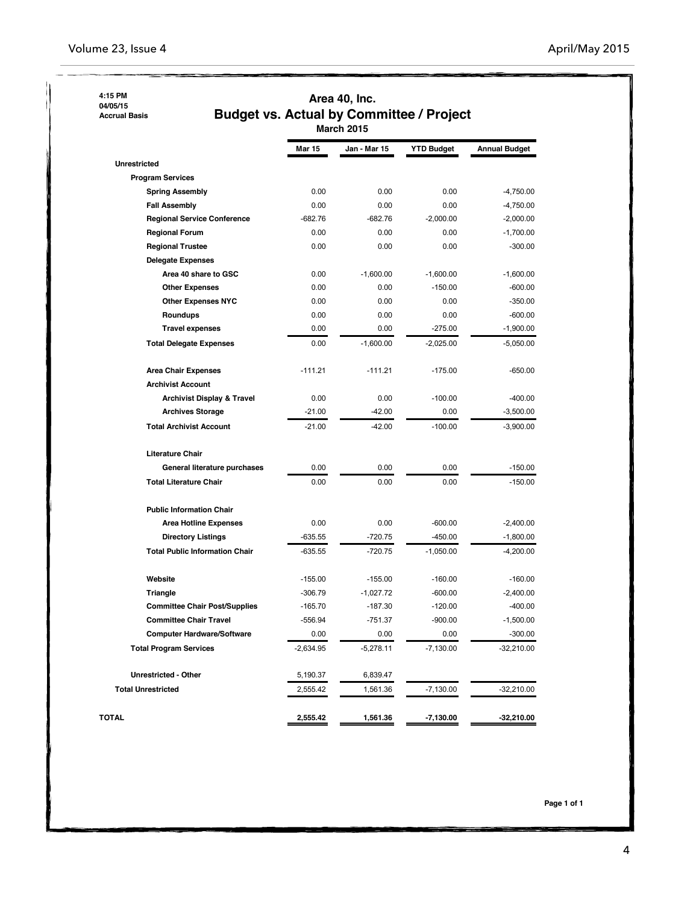4:15 PM
04/05/15
Accrual Basis

# Area 40, Inc.

## Budget vs. Actual by Committee / Project

March 2015

| | Mar 15 | Jan - Mar 15 | YTD Budget | Annual Budget |
|---|---|---|---|---|
| **Unrestricted** | | | | |
| **Program Services** | | | | |
| **Spring Assembly** | 0.00 | 0.00 | 0.00 | -4,750.00 |
| **Fall Assembly** | 0.00 | 0.00 | 0.00 | -4,750.00 |
| **Regional Service Conference** | -682.76 | -682.76 | -2,000.00 | -2,000.00 |
| **Regional Forum** | 0.00 | 0.00 | 0.00 | -1,700.00 |
| **Regional Trustee** | 0.00 | 0.00 | 0.00 | -300.00 |
| **Delegate Expenses** | | | | |
| **Area 40 share to GSC** | 0.00 | -1,600.00 | -1,600.00 | -1,600.00 |
| **Other Expenses** | 0.00 | 0.00 | -150.00 | -600.00 |
| **Other Expenses NYC** | 0.00 | 0.00 | 0.00 | -350.00 |
| **Roundups** | 0.00 | 0.00 | 0.00 | -600.00 |
| **Travel expenses** | 0.00 | 0.00 | -275.00 | -1,900.00 |
| **Total Delegate Expenses** | 0.00 | -1,600.00 | -2,025.00 | -5,050.00 |
| **Area Chair Expenses** | -111.21 | -111.21 | -175.00 | -650.00 |
| **Archivist Account** | | | | |
| **Archivist Display & Travel** | 0.00 | 0.00 | -100.00 | -400.00 |
| **Archives Storage** | -21.00 | -42.00 | 0.00 | -3,500.00 |
| **Total Archivist Account** | -21.00 | -42.00 | -100.00 | -3,900.00 |
| **Literature Chair** | | | | |
| **General literature purchases** | 0.00 | 0.00 | 0.00 | -150.00 |
| **Total Literature Chair** | 0.00 | 0.00 | 0.00 | -150.00 |
| **Public Information Chair** | | | | |
| **Area Hotline Expenses** | 0.00 | 0.00 | -600.00 | -2,400.00 |
| **Directory Listings** | -635.55 | -720.75 | -450.00 | -1,800.00 |
| **Total Public Information Chair** | -635.55 | -720.75 | -1,050.00 | -4,200.00 |
| **Website** | -155.00 | -155.00 | -160.00 | -160.00 |
| **Triangle** | -306.79 | -1,027.72 | -600.00 | -2,400.00 |
| **Committee Chair Post/Supplies** | -165.70 | -187.30 | -120.00 | -400.00 |
| **Committee Chair Travel** | -556.94 | -751.37 | -900.00 | -1,500.00 |
| **Computer Hardware/Software** | 0.00 | 0.00 | 0.00 | -300.00 |
| **Total Program Services** | -2,634.95 | -5,278.11 | -7,130.00 | -32,210.00 |
| **Unrestricted - Other** | 5,190.37 | 6,839.47 | | |
| **Total Unrestricted** | 2,555.42 | 1,561.36 | -7,130.00 | -32,210.00 |
| **TOTAL** | **2,555.42** | **1,561.36** | **-7,130.00** | **-32,210.00** |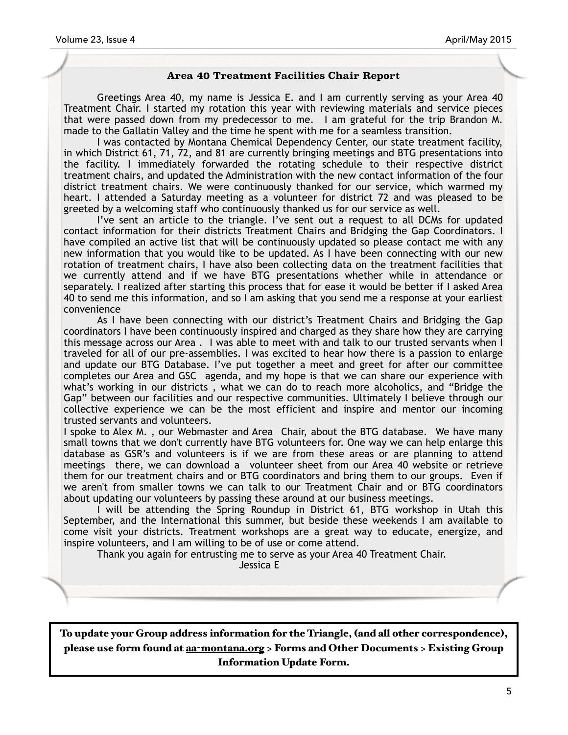## Area 40 Treatment Facilities Chair Report

Greetings Area 40, my name is Jessica E. and I am currently serving as your Area 40 Treatment Chair. I started my rotation this year with reviewing materials and service pieces that were passed down from my predecessor to me. I am grateful for the trip Brandon M. made to the Gallatin Valley and the time he spent with me for a seamless transition.

I was contacted by Montana Chemical Dependency Center, our state treatment facility, in which District 61, 71, 72, and 81 are currently bringing meetings and BTG presentations into the facility. I immediately forwarded the rotating schedule to their respective district treatment chairs, and updated the Administration with the new contact information of the four district treatment chairs. We were continuously thanked for our service, which warmed my heart. I attended a Saturday meeting as a volunteer for district 72 and was pleased to be greeted by a welcoming staff who continuously thanked us for our service as well.

I've sent an article to the triangle. I've sent out a request to all DCMs for updated contact information for their districts Treatment Chairs and Bridging the Gap Coordinators. I have compiled an active list that will be continuously updated so please contact me with any new information that you would like to be updated. As I have been connecting with our new rotation of treatment chairs, I have also been collecting data on the treatment facilities that we currently attend and if we have BTG presentations whether while in attendance or separately. I realized after starting this process that for ease it would be better if I asked Area 40 to send me this information, and so I am asking that you send me a response at your earliest convenience

As I have been connecting with our district's Treatment Chairs and Bridging the Gap coordinators I have been continuously inspired and charged as they share how they are carrying this message across our Area . I was able to meet with and talk to our trusted servants when I traveled for all of our pre-assemblies. I was excited to hear how there is a passion to enlarge and update our BTG Database. I've put together a meet and greet for after our committee completes our Area and GSC agenda, and my hope is that we can share our experience with what's working in our districts , what we can do to reach more alcoholics, and "Bridge the Gap" between our facilities and our respective communities. Ultimately I believe through our collective experience we can be the most efficient and inspire and mentor our incoming trusted servants and volunteers.

I spoke to Alex M. , our Webmaster and Area Chair, about the BTG database. We have many small towns that we don't currently have BTG volunteers for. One way we can help enlarge this database as GSR's and volunteers is if we are from these areas or are planning to attend meetings there, we can download a volunteer sheet from our Area 40 website or retrieve them for our treatment chairs and or BTG coordinators and bring them to our groups. Even if we aren't from smaller towns we can talk to our Treatment Chair and or BTG coordinators about updating our volunteers by passing these around at our business meetings.

I will be attending the Spring Roundup in District 61, BTG workshop in Utah this September, and the International this summer, but beside these weekends I am available to come visit your districts. Treatment workshops are a great way to educate, energize, and inspire volunteers, and I am willing to be of use or come attend.

Thank you again for entrusting me to serve as your Area 40 Treatment Chair.

Jessica E

**To update your Group address information for the Triangle, (and all other correspondence), please use form found at aa-montana.org > Forms and Other Documents > Existing Group Information Update Form.**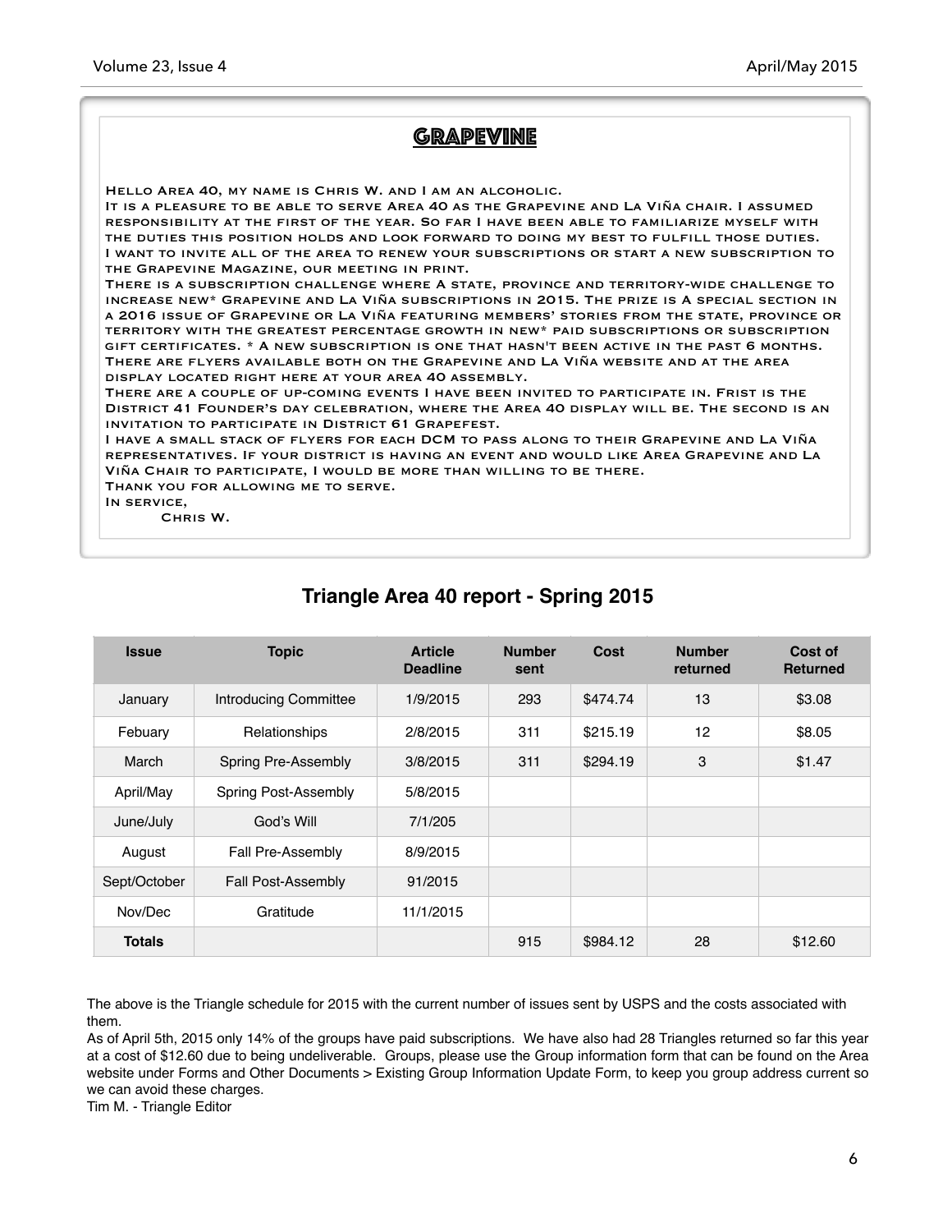## Grapevine

Hello Area 40, my name is Chris W. and I am an alcoholic.
It is a pleasure to be able to serve Area 40 as the Grapevine and La Viña chair. I assumed responsibility at the first of the year. So far I have been able to familiarize myself with the duties this position holds and look forward to doing my best to fulfill those duties.
I want to invite all of the area to renew your subscriptions or start a new subscription to the Grapevine Magazine, our meeting in print.
There is a subscription challenge where A state, province and territory-wide challenge to increase new* Grapevine and La Viña subscriptions in 2015. The prize is A special section in a 2016 issue of Grapevine or La Viña featuring members' stories from the state, province or territory with the greatest percentage growth in new* paid subscriptions or subscription gift certificates. * A new subscription is one that hasn't been active in the past 6 months.
There are flyers available both on the Grapevine and La Viña website and at the area display located right here at your area 40 assembly.
There are a couple of up-coming events I have been invited to participate in. Frist is the District 41 Founder's day celebration, where the Area 40 display will be. The second is an invitation to participate in District 61 Grapefest.
I have a small stack of flyers for each DCM to pass along to their Grapevine and La Viña representatives. If your district is having an event and would like Area Grapevine and La Viña Chair to participate, I would be more than willing to be there.
Thank you for allowing me to serve.
In service,
Chris W.

## Triangle Area 40 report - Spring 2015

| Issue | Topic | Article Deadline | Number sent | Cost | Number returned | Cost of Returned |
|---|---|---|---|---|---|---|
| January | Introducing Committee | 1/9/2015 | 293 | $474.74 | 13 | $3.08 |
| Febuary | Relationships | 2/8/2015 | 311 | $215.19 | 12 | $8.05 |
| March | Spring Pre-Assembly | 3/8/2015 | 311 | $294.19 | 3 | $1.47 |
| April/May | Spring Post-Assembly | 5/8/2015 | | | | |
| June/July | God's Will | 7/1/205 | | | | |
| August | Fall Pre-Assembly | 8/9/2015 | | | | |
| Sept/October | Fall Post-Assembly | 91/2015 | | | | |
| Nov/Dec | Gratitude | 11/1/2015 | | | | |
| **Totals** | | | 915 | $984.12 | 28 | $12.60 |

The above is the Triangle schedule for 2015 with the current number of issues sent by USPS and the costs associated with them.
As of April 5th, 2015 only 14% of the groups have paid subscriptions. We have also had 28 Triangles returned so far this year at a cost of $12.60 due to being undeliverable. Groups, please use the Group information form that can be found on the Area website under Forms and Other Documents > Existing Group Information Update Form, to keep you group address current so we can avoid these charges.
Tim M. - Triangle Editor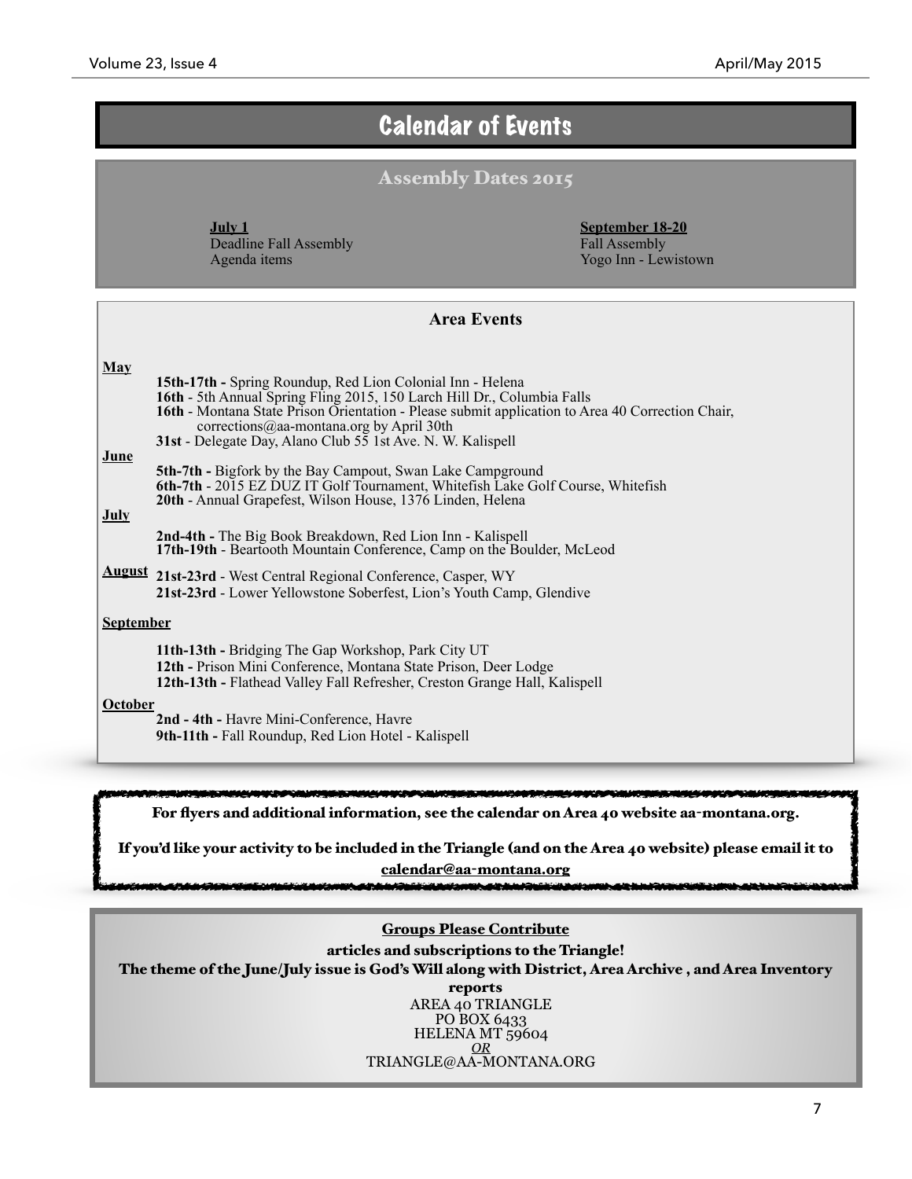# Calendar of Events

## Assembly Dates 2015

**July 1**
Deadline Fall Assembly
Agenda items

**September 18-20**
Fall Assembly
Yogo Inn - Lewistown

## Area Events

**May**

- **15th-17th -** Spring Roundup, Red Lion Colonial Inn - Helena
- **16th** - 5th Annual Spring Fling 2015, 150 Larch Hill Dr., Columbia Falls
- **16th** - Montana State Prison Orientation - Please submit application to Area 40 Correction Chair, corrections@aa-montana.org by April 30th
- **31st** - Delegate Day, Alano Club 55 1st Ave. N. W. Kalispell

**June**

- **5th-7th -** Bigfork by the Bay Campout, Swan Lake Campground
- **6th-7th** - 2015 EZ DUZ IT Golf Tournament, Whitefish Lake Golf Course, Whitefish
- **20th** - Annual Grapefest, Wilson House, 1376 Linden, Helena

**July**

- **2nd-4th -** The Big Book Breakdown, Red Lion Inn - Kalispell
- **17th-19th** - Beartooth Mountain Conference, Camp on the Boulder, McLeod

**August**

- **21st-23rd** - West Central Regional Conference, Casper, WY
- **21st-23rd** - Lower Yellowstone Soberfest, Lion's Youth Camp, Glendive

**September**

- **11th-13th -** Bridging The Gap Workshop, Park City UT
- **12th -** Prison Mini Conference, Montana State Prison, Deer Lodge
- **12th-13th -** Flathead Valley Fall Refresher, Creston Grange Hall, Kalispell

**October**

- **2nd - 4th -** Havre Mini-Conference, Havre
- **9th-11th -** Fall Roundup, Red Lion Hotel - Kalispell

**For flyers and additional information, see the calendar on Area 40 website aa-montana.org.**

**If you'd like your activity to be included in the Triangle (and on the Area 40 website) please email it to calendar@aa-montana.org**

**Groups Please Contribute**

**articles and subscriptions to the Triangle!**

**The theme of the June/July issue is God's Will along with District, Area Archive , and Area Inventory reports**

AREA 40 TRIANGLE
PO BOX 6433
HELENA MT 59604
*OR*
TRIANGLE@AA-MONTANA.ORG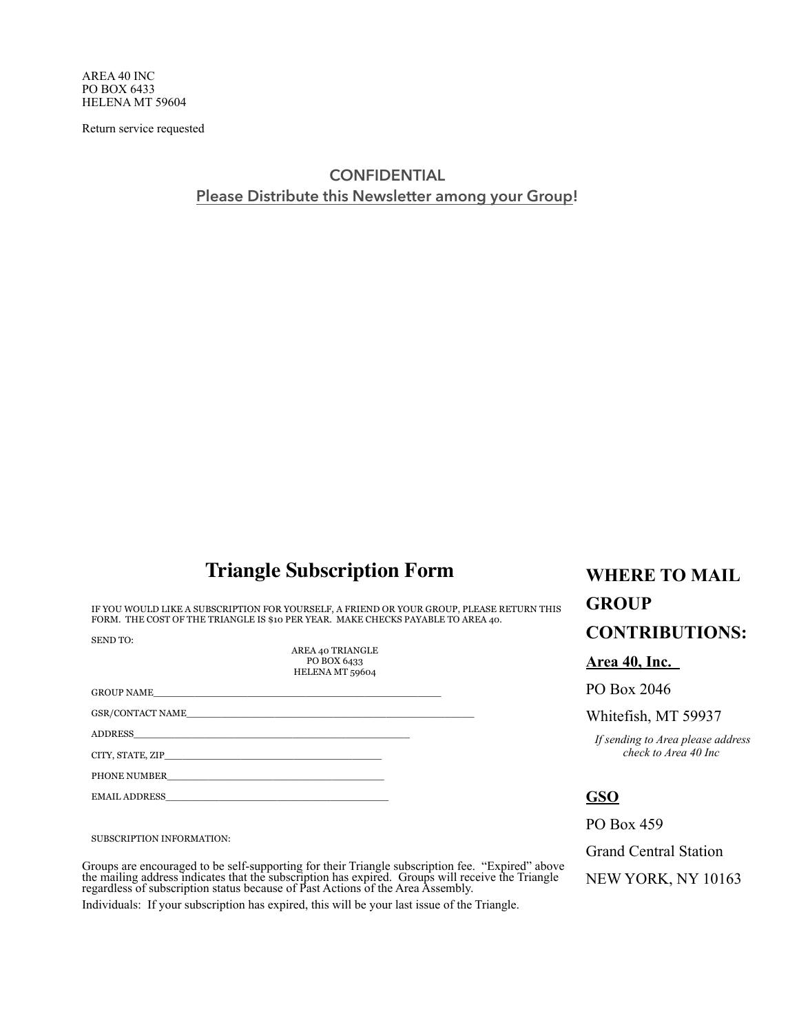AREA 40 INC
PO BOX 6433
HELENA MT 59604

Return service requested

**CONFIDENTIAL**

**Please Distribute this Newsletter among your Group!**

# Triangle Subscription Form

IF YOU WOULD LIKE A SUBSCRIPTION FOR YOURSELF, A FRIEND OR YOUR GROUP, PLEASE RETURN THIS FORM. THE COST OF THE TRIANGLE IS $10 PER YEAR. MAKE CHECKS PAYABLE TO AREA 40.

SEND TO:

AREA 40 TRIANGLE
PO BOX 6433
HELENA MT 59604

GROUP NAME_______________________________________________

GSR/CONTACT NAME_______________________________________________

ADDRESS_______________________________________________

CITY, STATE, ZIP_______________________________________________

PHONE NUMBER_______________________________________________

EMAIL ADDRESS_______________________________________________

SUBSCRIPTION INFORMATION:

Groups are encouraged to be self-supporting for their Triangle subscription fee. "Expired" above the mailing address indicates that the subscription has expired. Groups will receive the Triangle regardless of subscription status because of Past Actions of the Area Assembly.

Individuals: If your subscription has expired, this will be your last issue of the Triangle.

## WHERE TO MAIL GROUP CONTRIBUTIONS:

**Area 40, Inc.**

PO Box 2046

Whitefish, MT 59937

*If sending to Area please address check to Area 40 Inc*

**GSO**

PO Box 459

Grand Central Station

NEW YORK, NY 10163